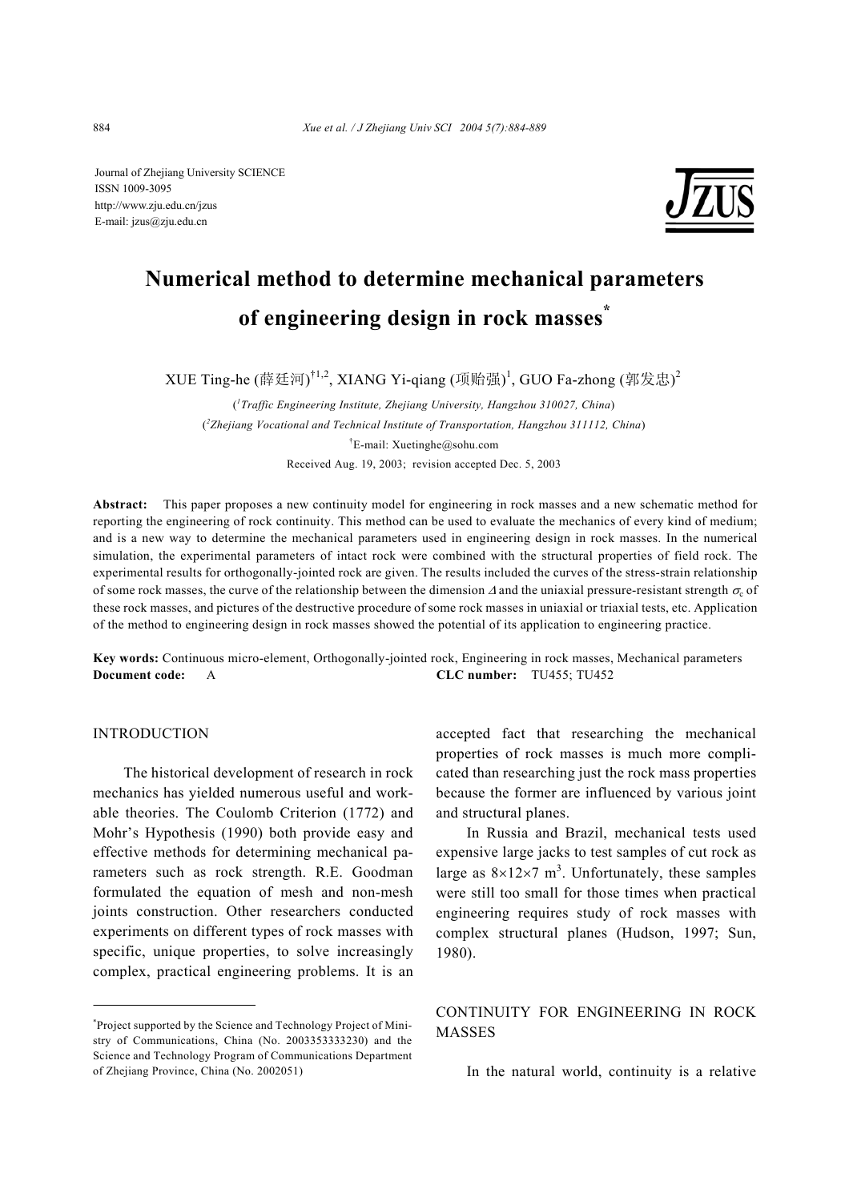Journal of Zhejiang University SCIENCE
ISSN 1009-3095
http://www.zju.edu.cn/jzus
E-mail: jzus@zju.edu.cn

# Numerical method to determine mechanical parameters of engineering design in rock masses*

XUE Ting-he (薛廷河)[†1,2], XIANG Yi-qiang (项贻强)[1], GUO Fa-zhong (郭发忠)[2]

([1]*Traffic Engineering Institute, Zhejiang University, Hangzhou 310027, China*)

([2]*Zhejiang Vocational and Technical Institute of Transportation, Hangzhou 311112, China*)

[†]E-mail: Xuetinghe@sohu.com

Received Aug. 19, 2003; revision accepted Dec. 5, 2003

**Abstract:** This paper proposes a new continuity model for engineering in rock masses and a new schematic method for reporting the engineering of rock continuity. This method can be used to evaluate the mechanics of every kind of medium; and is a new way to determine the mechanical parameters used in engineering design in rock masses. In the numerical simulation, the experimental parameters of intact rock were combined with the structural properties of field rock. The experimental results for orthogonally-jointed rock are given. The results included the curves of the stress-strain relationship of some rock masses, the curve of the relationship between the dimension $\Delta$ and the uniaxial pressure-resistant strength $\sigma_c$ of these rock masses, and pictures of the destructive procedure of some rock masses in uniaxial or triaxial tests, etc. Application of the method to engineering design in rock masses showed the potential of its application to engineering practice.

**Key words:** Continuous micro-element, Orthogonally-jointed rock, Engineering in rock masses, Mechanical parameters

**Document code:** A **CLC number:** TU455; TU452

## INTRODUCTION

The historical development of research in rock mechanics has yielded numerous useful and workable theories. The Coulomb Criterion (1772) and Mohr's Hypothesis (1990) both provide easy and effective methods for determining mechanical parameters such as rock strength. R.E. Goodman formulated the equation of mesh and non-mesh joints construction. Other researchers conducted experiments on different types of rock masses with specific, unique properties, to solve increasingly complex, practical engineering problems. It is an accepted fact that researching the mechanical properties of rock masses is much more complicated than researching just the rock mass properties because the former are influenced by various joint and structural planes.

In Russia and Brazil, mechanical tests used expensive large jacks to test samples of cut rock as large as $8\times12\times7$ $m^3$. Unfortunately, these samples were still too small for those times when practical engineering requires study of rock masses with complex structural planes (Hudson, 1997; Sun, 1980).

## CONTINUITY FOR ENGINEERING IN ROCK MASSES

In the natural world, continuity is a relative

---

*Project supported by the Science and Technology Project of Ministry of Communications, China (No. 2003353333230) and the Science and Technology Program of Communications Department of Zhejiang Province, China (No. 2002051)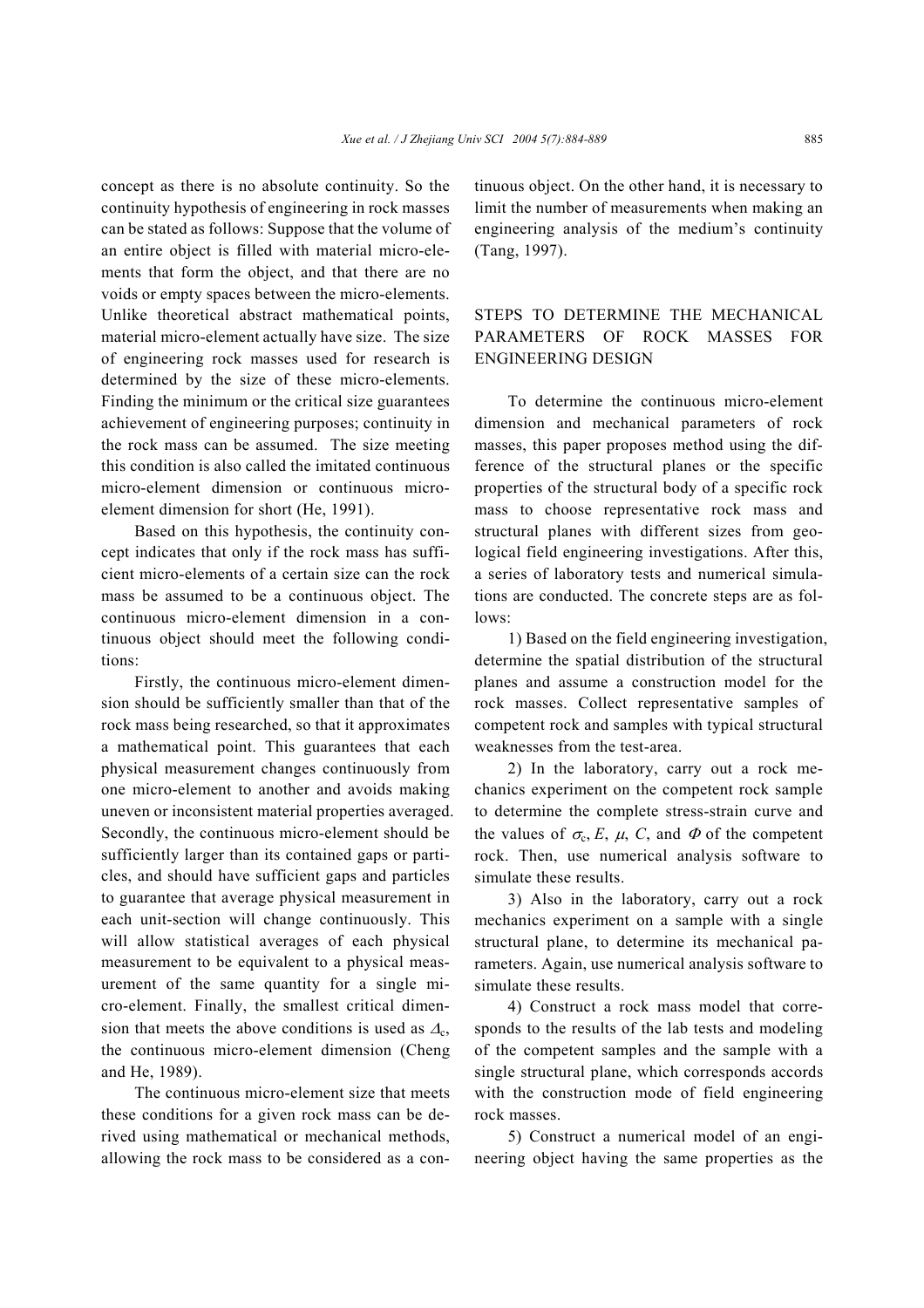concept as there is no absolute continuity. So the continuity hypothesis of engineering in rock masses can be stated as follows: Suppose that the volume of an entire object is filled with material micro-elements that form the object, and that there are no voids or empty spaces between the micro-elements. Unlike theoretical abstract mathematical points, material micro-element actually have size. The size of engineering rock masses used for research is determined by the size of these micro-elements. Finding the minimum or the critical size guarantees achievement of engineering purposes; continuity in the rock mass can be assumed. The size meeting this condition is also called the imitated continuous micro-element dimension or continuous micro-element dimension for short (He, 1991).

Based on this hypothesis, the continuity concept indicates that only if the rock mass has sufficient micro-elements of a certain size can the rock mass be assumed to be a continuous object. The continuous micro-element dimension in a continuous object should meet the following conditions:

Firstly, the continuous micro-element dimension should be sufficiently smaller than that of the rock mass being researched, so that it approximates a mathematical point. This guarantees that each physical measurement changes continuously from one micro-element to another and avoids making uneven or inconsistent material properties averaged. Secondly, the continuous micro-element should be sufficiently larger than its contained gaps or particles, and should have sufficient gaps and particles to guarantee that average physical measurement in each unit-section will change continuously. This will allow statistical averages of each physical measurement to be equivalent to a physical measurement of the same quantity for a single micro-element. Finally, the smallest critical dimension that meets the above conditions is used as $\Delta_c$, the continuous micro-element dimension (Cheng and He, 1989).

The continuous micro-element size that meets these conditions for a given rock mass can be derived using mathematical or mechanical methods, allowing the rock mass to be considered as a continuous object. On the other hand, it is necessary to limit the number of measurements when making an engineering analysis of the medium's continuity (Tang, 1997).

## STEPS TO DETERMINE THE MECHANICAL PARAMETERS OF ROCK MASSES FOR ENGINEERING DESIGN

To determine the continuous micro-element dimension and mechanical parameters of rock masses, this paper proposes method using the difference of the structural planes or the specific properties of the structural body of a specific rock mass to choose representative rock mass and structural planes with different sizes from geological field engineering investigations. After this, a series of laboratory tests and numerical simulations are conducted. The concrete steps are as follows:

1) Based on the field engineering investigation, determine the spatial distribution of the structural planes and assume a construction model for the rock masses. Collect representative samples of competent rock and samples with typical structural weaknesses from the test-area.

2) In the laboratory, carry out a rock mechanics experiment on the competent rock sample to determine the complete stress-strain curve and the values of $\sigma_c$, $E$, $\mu$, $C$, and $\Phi$ of the competent rock. Then, use numerical analysis software to simulate these results.

3) Also in the laboratory, carry out a rock mechanics experiment on a sample with a single structural plane, to determine its mechanical parameters. Again, use numerical analysis software to simulate these results.

4) Construct a rock mass model that corresponds to the results of the lab tests and modeling of the competent samples and the sample with a single structural plane, which corresponds accords with the construction mode of field engineering rock masses.

5) Construct a numerical model of an engineering object having the same properties as the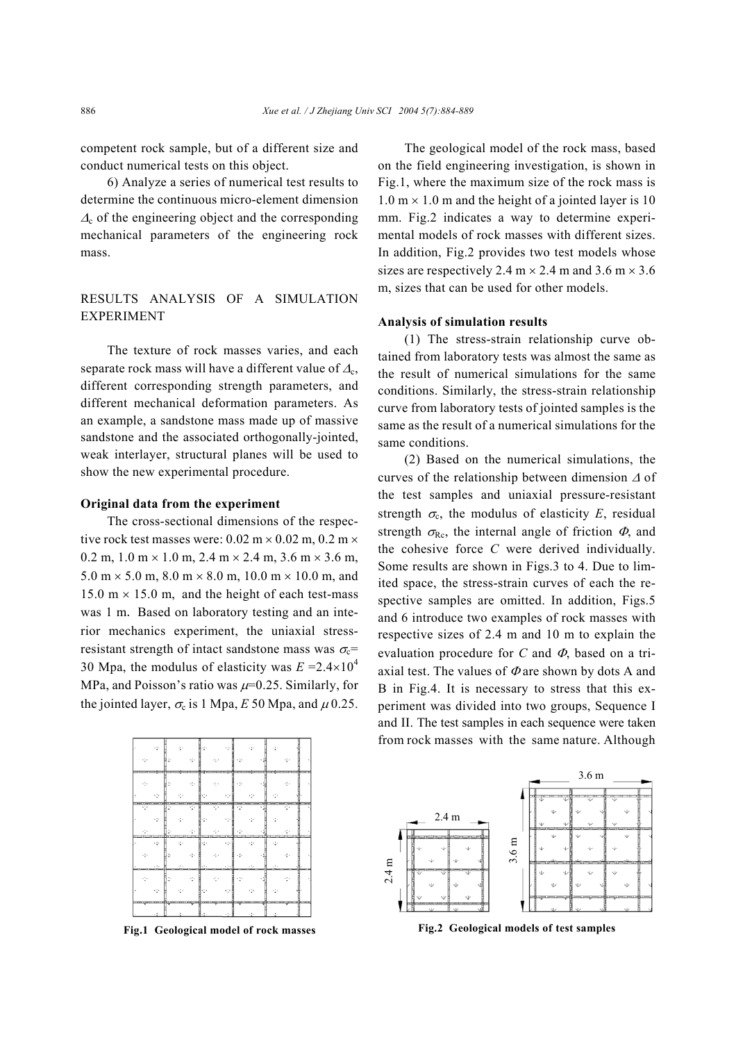competent rock sample, but of a different size and conduct numerical tests on this object.

6) Analyze a series of numerical test results to determine the continuous micro-element dimension $\Delta_c$ of the engineering object and the corresponding mechanical parameters of the engineering rock mass.

## RESULTS ANALYSIS OF A SIMULATION EXPERIMENT

The texture of rock masses varies, and each separate rock mass will have a different value of $\Delta_c$, different corresponding strength parameters, and different mechanical deformation parameters. As an example, a sandstone mass made up of massive sandstone and the associated orthogonally-jointed, weak interlayer, structural planes will be used to show the new experimental procedure.

### Original data from the experiment

The cross-sectional dimensions of the respective rock test masses were: 0.02 m × 0.02 m, 0.2 m × 0.2 m, 1.0 m × 1.0 m, 2.4 m × 2.4 m, 3.6 m × 3.6 m, 5.0 m × 5.0 m, 8.0 m × 8.0 m, 10.0 m × 10.0 m, and 15.0 m × 15.0 m, and the height of each test-mass was 1 m. Based on laboratory testing and an interior mechanics experiment, the uniaxial stress-resistant strength of intact sandstone mass was $\sigma_c$= 30 Mpa, the modulus of elasticity was $E$ =$2.4\times10^4$ MPa, and Poisson's ratio was $\mu$=0.25. Similarly, for the jointed layer, $\sigma_c$ is 1 Mpa, $E$ 50 Mpa, and $\mu$ 0.25.

Fig.1 Geological model of rock masses

The geological model of the rock mass, based on the field engineering investigation, is shown in Fig.1, where the maximum size of the rock mass is 1.0 m × 1.0 m and the height of a jointed layer is 10 mm. Fig.2 indicates a way to determine experimental models of rock masses with different sizes. In addition, Fig.2 provides two test models whose sizes are respectively 2.4 m × 2.4 m and 3.6 m × 3.6 m, sizes that can be used for other models.

### Analysis of simulation results

(1) The stress-strain relationship curve obtained from laboratory tests was almost the same as the result of numerical simulations for the same conditions. Similarly, the stress-strain relationship curve from laboratory tests of jointed samples is the same as the result of a numerical simulations for the same conditions.

(2) Based on the numerical simulations, the curves of the relationship between dimension $\Delta$ of the test samples and uniaxial pressure-resistant strength $\sigma_c$, the modulus of elasticity $E$, residual strength $\sigma_{Rc}$, the internal angle of friction $\Phi$, and the cohesive force $C$ were derived individually. Some results are shown in Figs.3 to 4. Due to limited space, the stress-strain curves of each the respective samples are omitted. In addition, Figs.5 and 6 introduce two examples of rock masses with respective sizes of 2.4 m and 10 m to explain the evaluation procedure for $C$ and $\Phi$, based on a triaxial test. The values of $\Phi$ are shown by dots A and B in Fig.4. It is necessary to stress that this experiment was divided into two groups, Sequence I and II. The test samples in each sequence were taken from rock masses with the same nature. Although

Fig.2 Geological models of test samples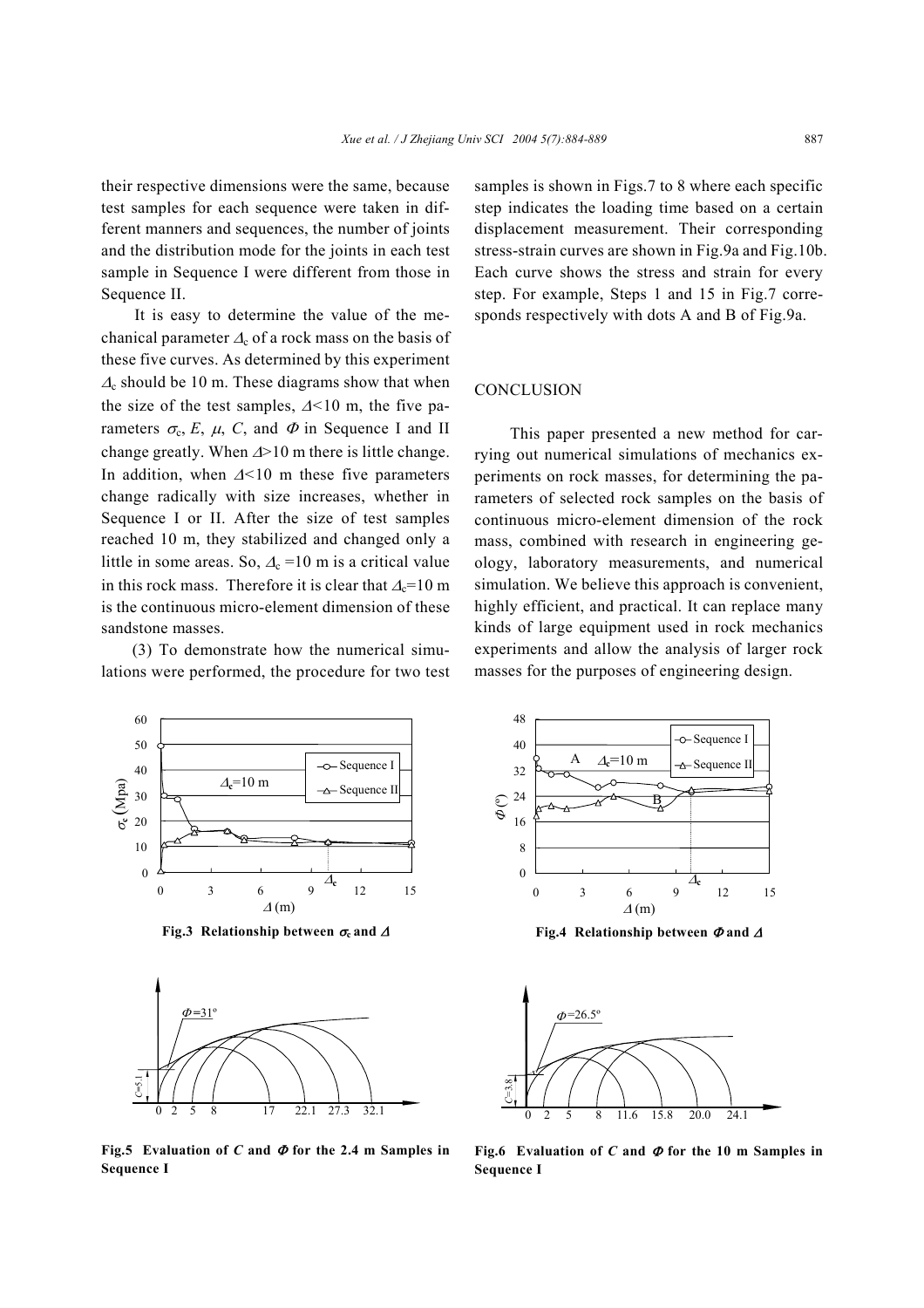their respective dimensions were the same, because test samples for each sequence were taken in different manners and sequences, the number of joints and the distribution mode for the joints in each test sample in Sequence I were different from those in Sequence II.

It is easy to determine the value of the mechanical parameter $\Delta_c$ of a rock mass on the basis of these five curves. As determined by this experiment $\Delta_c$ should be 10 m. These diagrams show that when the size of the test samples, $\Delta$<10 m, the five parameters $\sigma_c$, $E$, $\mu$, $C$, and $\Phi$ in Sequence I and II change greatly. When $\Delta$>10 m there is little change. In addition, when $\Delta$<10 m these five parameters change radically with size increases, whether in Sequence I or II. After the size of test samples reached 10 m, they stabilized and changed only a little in some areas. So, $\Delta_c$ =10 m is a critical value in this rock mass. Therefore it is clear that $\Delta_c$=10 m is the continuous micro-element dimension of these sandstone masses.

(3) To demonstrate how the numerical simulations were performed, the procedure for two test samples is shown in Figs.7 to 8 where each specific step indicates the loading time based on a certain displacement measurement. Their corresponding stress-strain curves are shown in Fig.9a and Fig.10b. Each curve shows the stress and strain for every step. For example, Steps 1 and 15 in Fig.7 corresponds respectively with dots A and B of Fig.9a.

## CONCLUSION

This paper presented a new method for carrying out numerical simulations of mechanics experiments on rock masses, for determining the parameters of selected rock samples on the basis of continuous micro-element dimension of the rock mass, combined with research in engineering geology, laboratory measurements, and numerical simulation. We believe this approach is convenient, highly efficient, and practical. It can replace many kinds of large equipment used in rock mechanics experiments and allow the analysis of larger rock masses for the purposes of engineering design.

**Fig.3 Relationship between $\sigma_c$ and $\Delta$**

**Fig.4 Relationship between $\Phi$ and $\Delta$**

**Fig.5 Evaluation of $C$ and $\Phi$ for the 2.4 m Samples in Sequence I**

**Fig.6 Evaluation of $C$ and $\Phi$ for the 10 m Samples in Sequence I**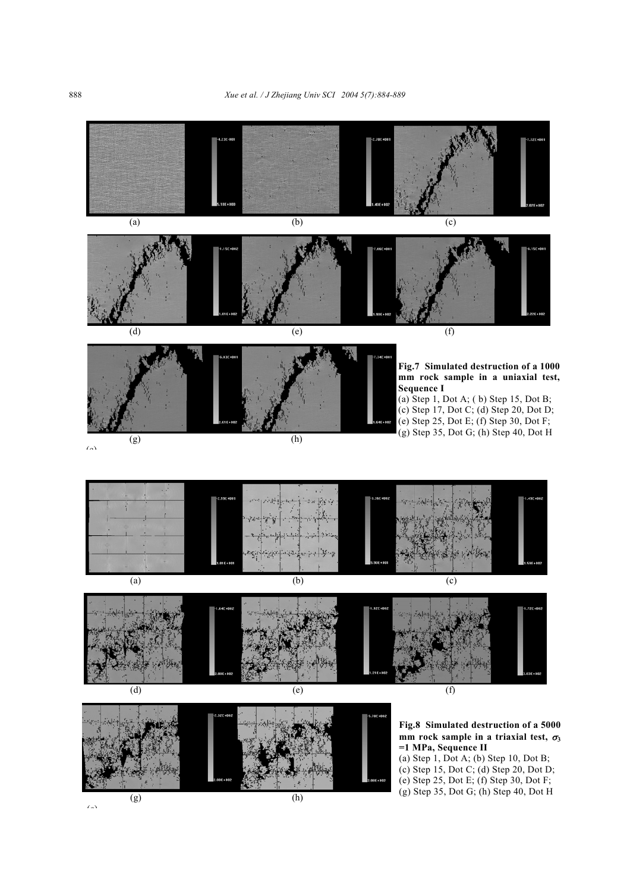(a) (b) (c)

(d) (e) (f)

(g) (h)

**Fig.7 Simulated destruction of a 1000 mm rock sample in a uniaxial test, Sequence I**
(a) Step 1, Dot A; ( b) Step 15, Dot B; (c) Step 17, Dot C; (d) Step 20, Dot D; (e) Step 25, Dot E; (f) Step 30, Dot F; (g) Step 35, Dot G; (h) Step 40, Dot H

(a) (b) (c)

(d) (e) (f)

(g) (h)

**Fig.8 Simulated destruction of a 5000 mm rock sample in a triaxial test, $\sigma_3$ =1 MPa, Sequence II**
(a) Step 1, Dot A; (b) Step 10, Dot B; (c) Step 15, Dot C; (d) Step 20, Dot D; (e) Step 25, Dot E; (f) Step 30, Dot F; (g) Step 35, Dot G; (h) Step 40, Dot H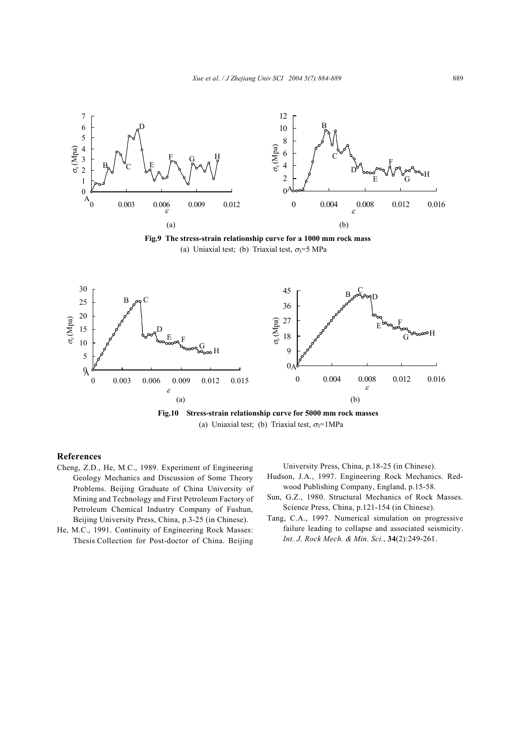7
6
5
4
3
2
1
0
$\sigma_c$ (Mpa)
A
B
C
D
E
F
G
H
0 0.003 0.006 0.009 0.012
$\varepsilon$
(a)

12
10
8
6
4
2
0
$\sigma_c$ (Mpa)
A
B
C
D
E
F
G
H
0 0.004 0.008 0.012 0.016
$\varepsilon$
(b)

**Fig.9 The stress-strain relationship curve for a 1000 mm rock mass**

(a) Uniaxial test; (b) Triaxial test, $\sigma_3$=5 MPa

30
25
20
15
10
5
0
$\sigma_c$ (Mpa)
A
B
C
D
E
F
G
H
0 0.003 0.006 0.009 0.012 0.015
$\varepsilon$
(a)

45
36
27
18
9
0
$\sigma_c$ (Mpa)
A
B
C
D
E
F
G
H
0 0.004 0.008 0.012 0.016
$\varepsilon$
(b)

**Fig.10 Stress-strain relationship curve for 5000 mm rock masses**

(a) Uniaxial test; (b) Triaxial test, $\sigma_3$=1MPa

## References

Cheng, Z.D., He, M.C., 1989. Experiment of Engineering Geology Mechanics and Discussion of Some Theory Problems. Beijing Graduate of China University of Mining and Technology and First Petroleum Factory of Petroleum Chemical Industry Company of Fushun, Beijing University Press, China, p.3-25 (in Chinese).

He, M.C., 1991. Continuity of Engineering Rock Masses: Thesis Collection for Post-doctor of China. Beijing University Press, China, p.18-25 (in Chinese).

Hudson, J.A., 1997. Engineering Rock Mechanics. Redwood Publishing Company, England, p.15-58.

Sun, G.Z., 1980. Structural Mechanics of Rock Masses. Science Press, China, p.121-154 (in Chinese).

Tang, C.A., 1997. Numerical simulation on progressive failure leading to collapse and associated seismicity. *Int. J. Rock Mech. & Min. Sci.*, **34**(2):249-261.